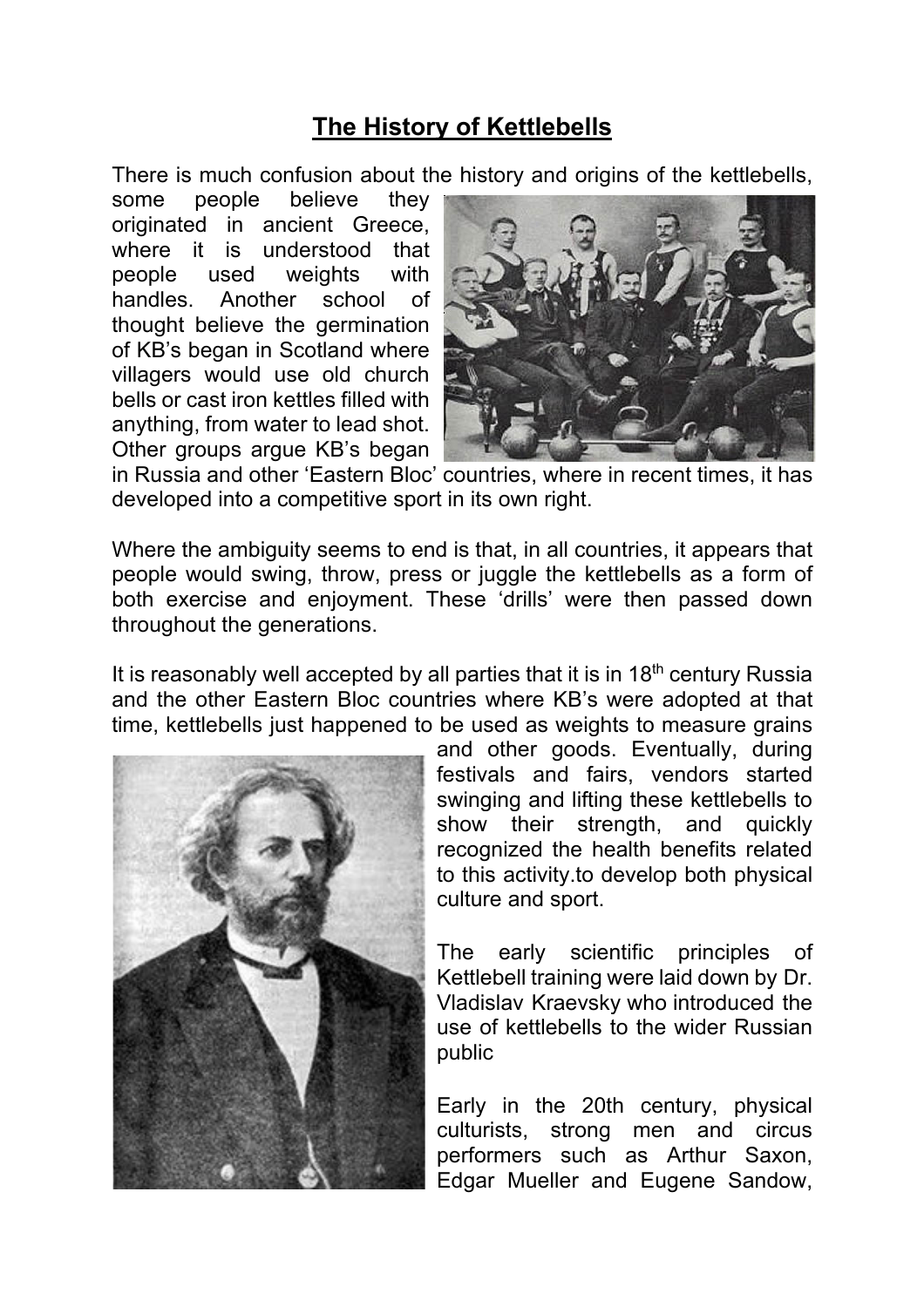## The History of Kettlebells

There is much confusion about the history and origins of the kettlebells, some people believe they originated in ancient Greece, where it is understood that people used weights with handles. Another school of thought believe the germination of KB's began in Scotland where villagers would use old church bells or cast iron kettles filled with anything, from water to lead shot. Other groups argue KB's began in Russia and other 'Eastern Bloc' countries, where in recent times, it has developed into a competitive sport in its own right.

Where the ambiguity seems to end is that, in all countries, it appears that people would swing, throw, press or juggle the kettlebells as a form of both exercise and enjoyment. These 'drills' were then passed down throughout the generations.

It is reasonably well accepted by all parties that it is in 18th century Russia and the other Eastern Bloc countries where KB's were adopted at that time, kettlebells just happened to be used as weights to measure grains and other goods. Eventually, during festivals and fairs, vendors started swinging and lifting these kettlebells to show their strength, and quickly recognized the health benefits related to this activity.to develop both physical culture and sport.

The early scientific principles of Kettlebell training were laid down by Dr. Vladislav Kraevsky who introduced the use of kettlebells to the wider Russian public

Early in the 20th century, physical culturists, strong men and circus performers such as Arthur Saxon, Edgar Mueller and Eugene Sandow,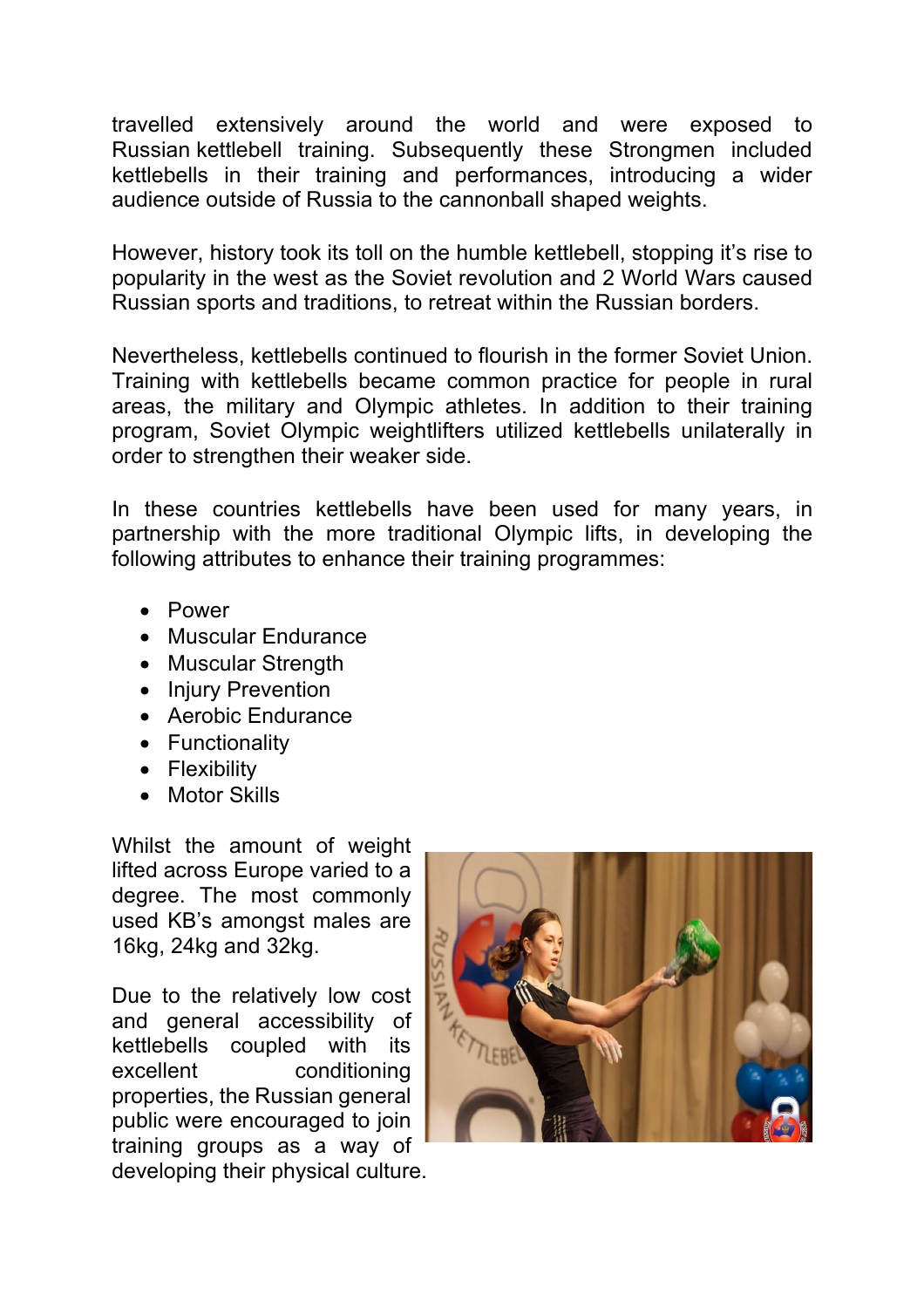travelled extensively around the world and were exposed to Russian kettlebell training. Subsequently these Strongmen included kettlebells in their training and performances, introducing a wider audience outside of Russia to the cannonball shaped weights.

However, history took its toll on the humble kettlebell, stopping it's rise to popularity in the west as the Soviet revolution and 2 World Wars caused Russian sports and traditions, to retreat within the Russian borders.

Nevertheless, kettlebells continued to flourish in the former Soviet Union. Training with kettlebells became common practice for people in rural areas, the military and Olympic athletes. In addition to their training program, Soviet Olympic weightlifters utilized kettlebells unilaterally in order to strengthen their weaker side.

In these countries kettlebells have been used for many years, in partnership with the more traditional Olympic lifts, in developing the following attributes to enhance their training programmes:

- Power
- Muscular Endurance
- Muscular Strength
- Injury Prevention
- Aerobic Endurance
- Functionality
- Flexibility
- Motor Skills

Whilst the amount of weight lifted across Europe varied to a degree. The most commonly used KB's amongst males are 16kg, 24kg and 32kg.

Due to the relatively low cost and general accessibility of kettlebells coupled with its excellent conditioning properties, the Russian general public were encouraged to join training groups as a way of developing their physical culture.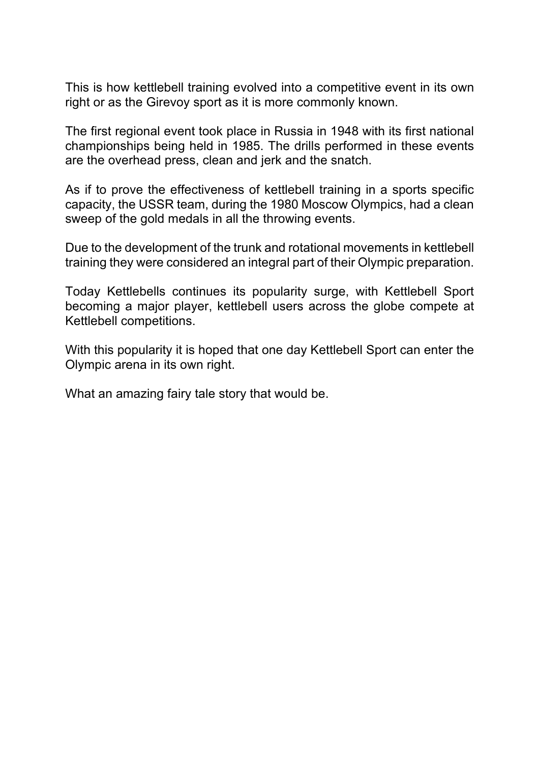This is how kettlebell training evolved into a competitive event in its own right or as the Girevoy sport as it is more commonly known.

The first regional event took place in Russia in 1948 with its first national championships being held in 1985. The drills performed in these events are the overhead press, clean and jerk and the snatch.

As if to prove the effectiveness of kettlebell training in a sports specific capacity, the USSR team, during the 1980 Moscow Olympics, had a clean sweep of the gold medals in all the throwing events.

Due to the development of the trunk and rotational movements in kettlebell training they were considered an integral part of their Olympic preparation.

Today Kettlebells continues its popularity surge, with Kettlebell Sport becoming a major player, kettlebell users across the globe compete at Kettlebell competitions.

With this popularity it is hoped that one day Kettlebell Sport can enter the Olympic arena in its own right.

What an amazing fairy tale story that would be.